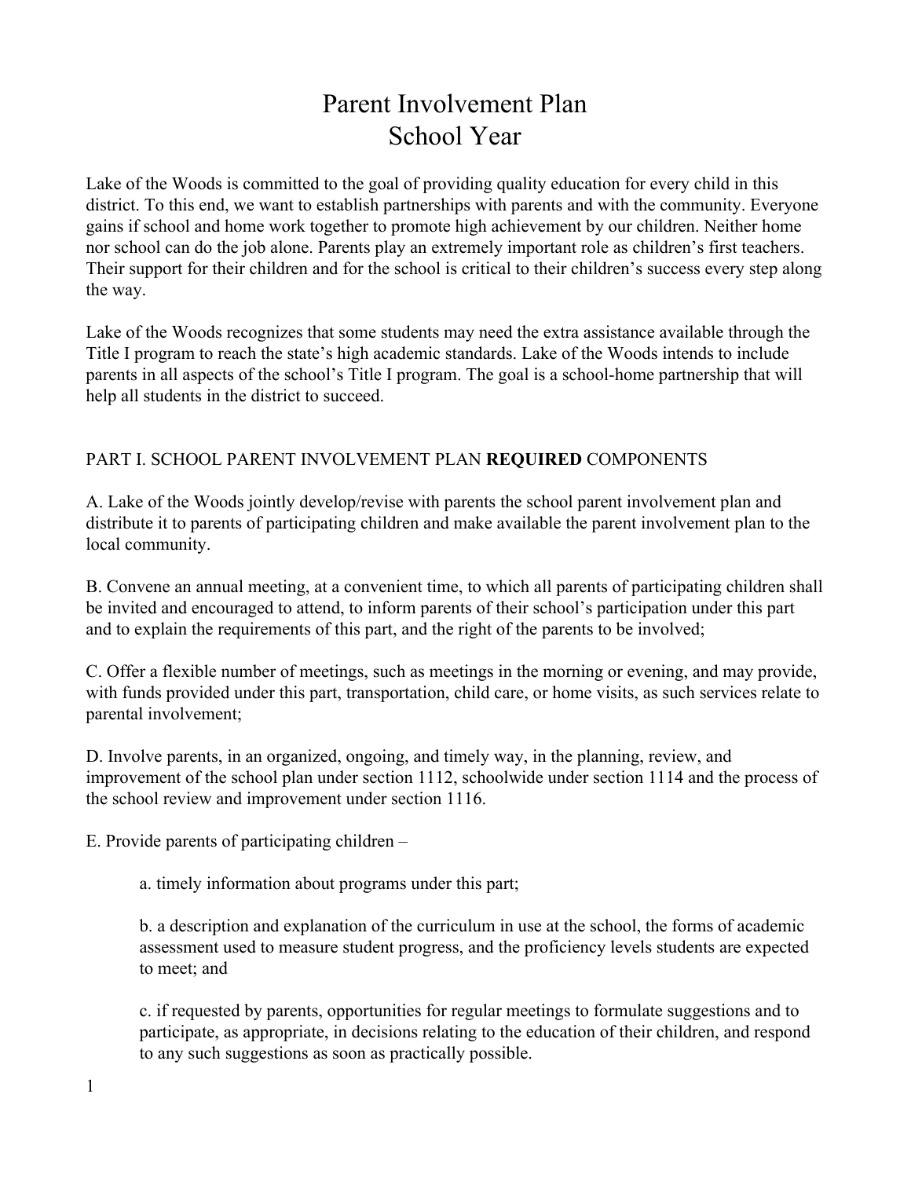# Parent Involvement Plan
# School Year

Lake of the Woods is committed to the goal of providing quality education for every child in this district. To this end, we want to establish partnerships with parents and with the community. Everyone gains if school and home work together to promote high achievement by our children. Neither home nor school can do the job alone. Parents play an extremely important role as children's first teachers. Their support for their children and for the school is critical to their children's success every step along the way.

Lake of the Woods recognizes that some students may need the extra assistance available through the Title I program to reach the state's high academic standards. Lake of the Woods intends to include parents in all aspects of the school's Title I program. The goal is a school-home partnership that will help all students in the district to succeed.

## PART I. SCHOOL PARENT INVOLVEMENT PLAN **REQUIRED** COMPONENTS

A. Lake of the Woods jointly develop/revise with parents the school parent involvement plan and distribute it to parents of participating children and make available the parent involvement plan to the local community.

B. Convene an annual meeting, at a convenient time, to which all parents of participating children shall be invited and encouraged to attend, to inform parents of their school's participation under this part and to explain the requirements of this part, and the right of the parents to be involved;

C. Offer a flexible number of meetings, such as meetings in the morning or evening, and may provide, with funds provided under this part, transportation, child care, or home visits, as such services relate to parental involvement;

D. Involve parents, in an organized, ongoing, and timely way, in the planning, review, and improvement of the school plan under section 1112, schoolwide under section 1114 and the process of the school review and improvement under section 1116.

E. Provide parents of participating children –

> a. timely information about programs under this part;
>
> b. a description and explanation of the curriculum in use at the school, the forms of academic assessment used to measure student progress, and the proficiency levels students are expected to meet; and
>
> c. if requested by parents, opportunities for regular meetings to formulate suggestions and to participate, as appropriate, in decisions relating to the education of their children, and respond to any such suggestions as soon as practically possible.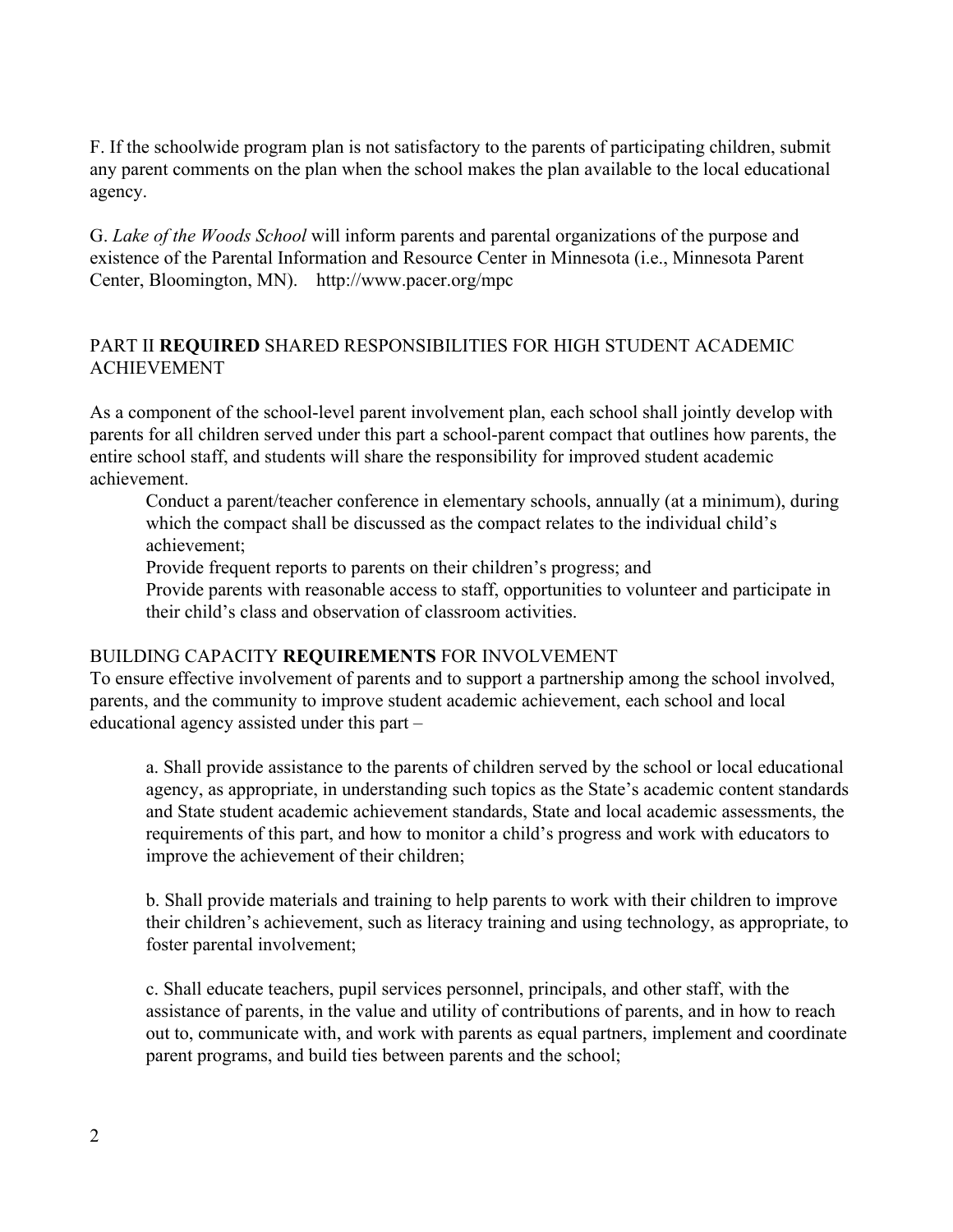F. If the schoolwide program plan is not satisfactory to the parents of participating children, submit any parent comments on the plan when the school makes the plan available to the local educational agency.

G. *Lake of the Woods School* will inform parents and parental organizations of the purpose and existence of the Parental Information and Resource Center in Minnesota (i.e., Minnesota Parent Center, Bloomington, MN). http://www.pacer.org/mpc

## PART II **REQUIRED** SHARED RESPONSIBILITIES FOR HIGH STUDENT ACADEMIC ACHIEVEMENT

As a component of the school-level parent involvement plan, each school shall jointly develop with parents for all children served under this part a school-parent compact that outlines how parents, the entire school staff, and students will share the responsibility for improved student academic achievement.

Conduct a parent/teacher conference in elementary schools, annually (at a minimum), during which the compact shall be discussed as the compact relates to the individual child's achievement;

Provide frequent reports to parents on their children's progress; and

Provide parents with reasonable access to staff, opportunities to volunteer and participate in their child's class and observation of classroom activities.

## BUILDING CAPACITY **REQUIREMENTS** FOR INVOLVEMENT

To ensure effective involvement of parents and to support a partnership among the school involved, parents, and the community to improve student academic achievement, each school and local educational agency assisted under this part –

a. Shall provide assistance to the parents of children served by the school or local educational agency, as appropriate, in understanding such topics as the State's academic content standards and State student academic achievement standards, State and local academic assessments, the requirements of this part, and how to monitor a child's progress and work with educators to improve the achievement of their children;

b. Shall provide materials and training to help parents to work with their children to improve their children's achievement, such as literacy training and using technology, as appropriate, to foster parental involvement;

c. Shall educate teachers, pupil services personnel, principals, and other staff, with the assistance of parents, in the value and utility of contributions of parents, and in how to reach out to, communicate with, and work with parents as equal partners, implement and coordinate parent programs, and build ties between parents and the school;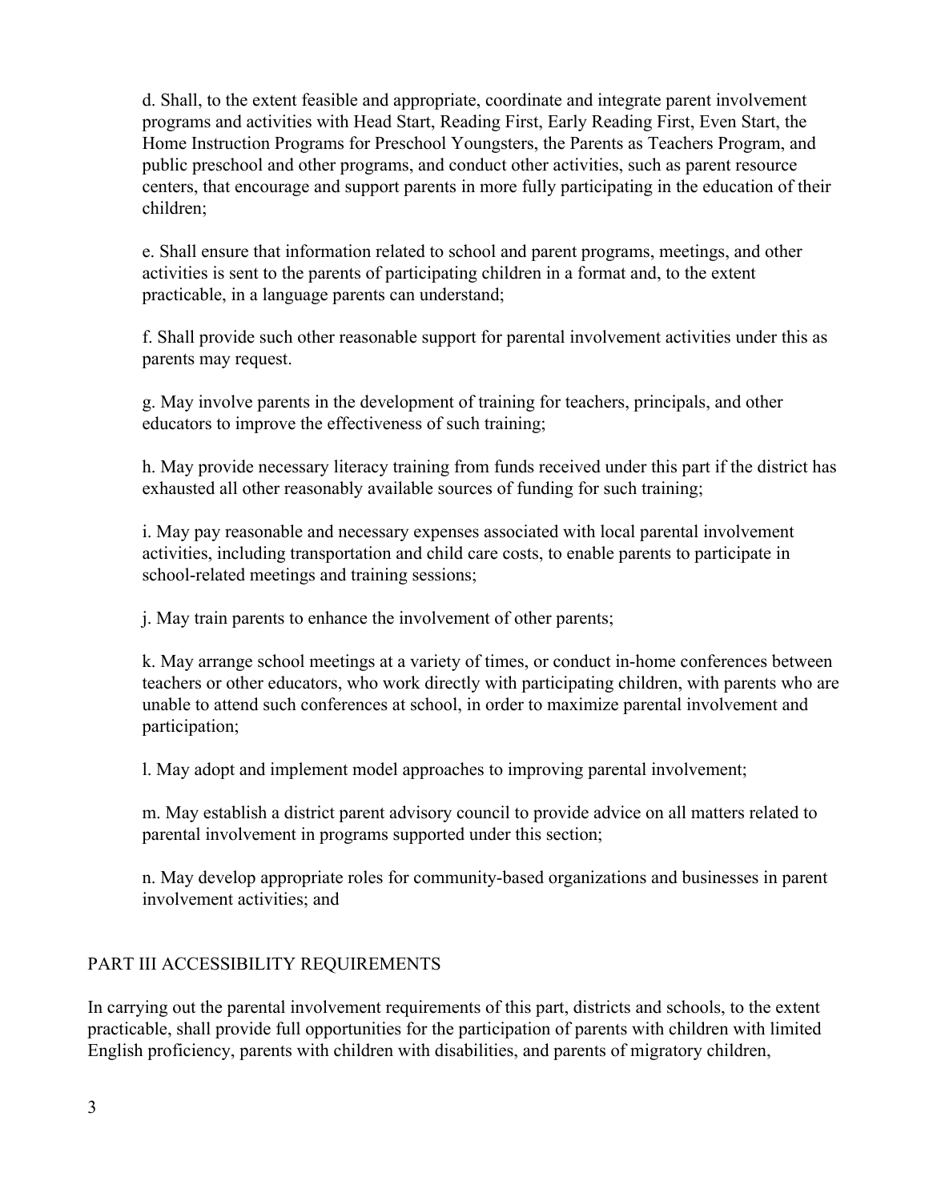d. Shall, to the extent feasible and appropriate, coordinate and integrate parent involvement programs and activities with Head Start, Reading First, Early Reading First, Even Start, the Home Instruction Programs for Preschool Youngsters, the Parents as Teachers Program, and public preschool and other programs, and conduct other activities, such as parent resource centers, that encourage and support parents in more fully participating in the education of their children;

e. Shall ensure that information related to school and parent programs, meetings, and other activities is sent to the parents of participating children in a format and, to the extent practicable, in a language parents can understand;

f. Shall provide such other reasonable support for parental involvement activities under this as parents may request.

g. May involve parents in the development of training for teachers, principals, and other educators to improve the effectiveness of such training;

h. May provide necessary literacy training from funds received under this part if the district has exhausted all other reasonably available sources of funding for such training;

i. May pay reasonable and necessary expenses associated with local parental involvement activities, including transportation and child care costs, to enable parents to participate in school-related meetings and training sessions;

j. May train parents to enhance the involvement of other parents;

k. May arrange school meetings at a variety of times, or conduct in-home conferences between teachers or other educators, who work directly with participating children, with parents who are unable to attend such conferences at school, in order to maximize parental involvement and participation;

l. May adopt and implement model approaches to improving parental involvement;

m. May establish a district parent advisory council to provide advice on all matters related to parental involvement in programs supported under this section;

n. May develop appropriate roles for community-based organizations and businesses in parent involvement activities; and

## PART III ACCESSIBILITY REQUIREMENTS

In carrying out the parental involvement requirements of this part, districts and schools, to the extent practicable, shall provide full opportunities for the participation of parents with children with limited English proficiency, parents with children with disabilities, and parents of migratory children,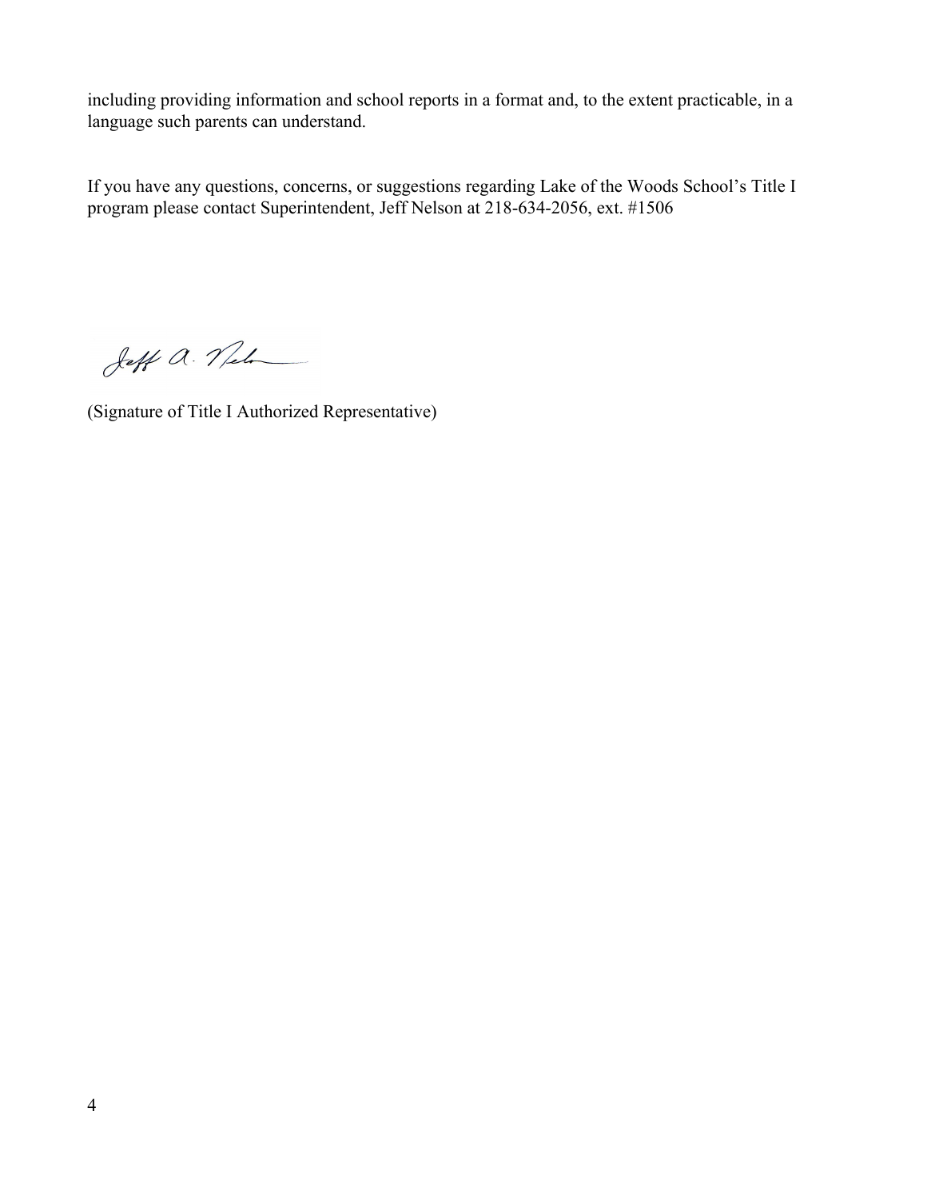including providing information and school reports in a format and, to the extent practicable, in a language such parents can understand.

If you have any questions, concerns, or suggestions regarding Lake of the Woods School's Title I program please contact Superintendent, Jeff Nelson at 218-634-2056, ext. #1506

Jeff A. Nelson

(Signature of Title I Authorized Representative)